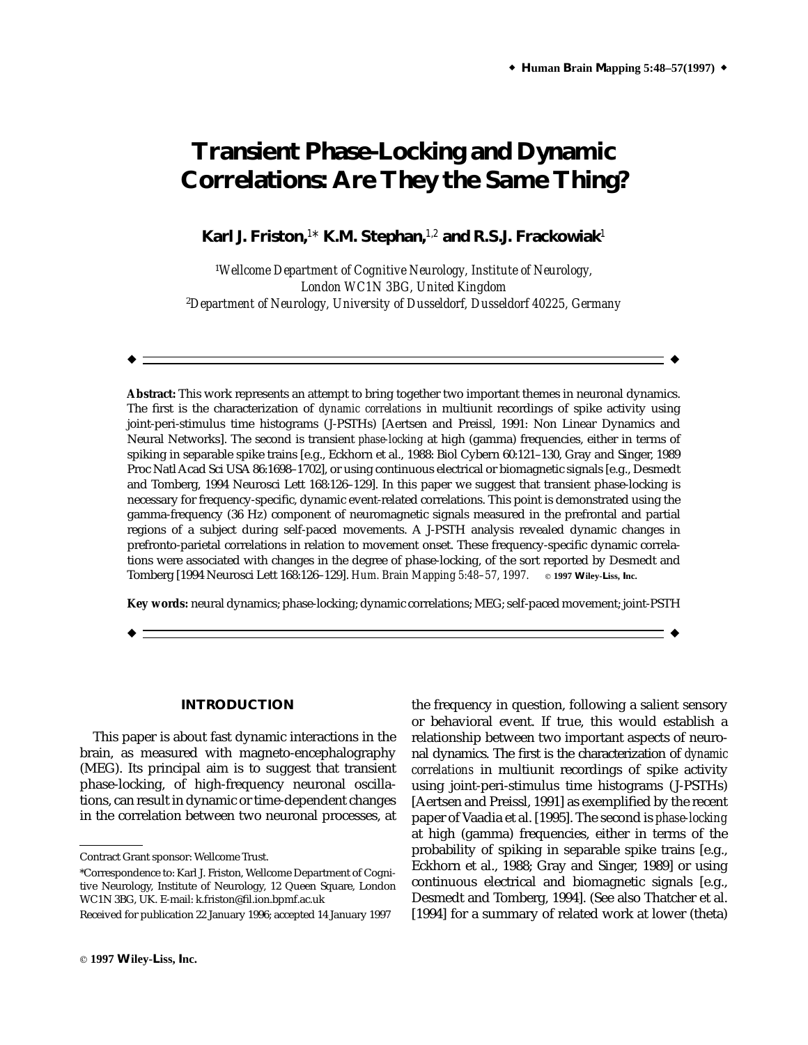# Transient Phase-Locking and Dynamic Correlations: Are They the Same Thing?

**Karl J. Friston,[1]* K.M. Stephan,[1,2] and R.S.J. Frackowiak[1]**

[1]*Wellcome Department of Cognitive Neurology, Institute of Neurology, London WC1N 3BG, United Kingdom*
[2]*Department of Neurology, University of Dusseldorf, Dusseldorf 40225, Germany*

---

**Abstract:** This work represents an attempt to bring together two important themes in neuronal dynamics. The first is the characterization of *dynamic correlations* in multiunit recordings of spike activity using joint-peri-stimulus time histograms (J-PSTHs) [Aertsen and Preissl, 1991: Non Linear Dynamics and Neural Networks]. The second is transient *phase-locking* at high (gamma) frequencies, either in terms of spiking in separable spike trains [e.g., Eckhorn et al., 1988: Biol Cybern 60:121–130, Gray and Singer, 1989 Proc Natl Acad Sci USA 86:1698–1702], or using continuous electrical or biomagnetic signals [e.g., Desmedt and Tomberg, 1994 Neurosci Lett 168:126–129]. In this paper we suggest that transient phase-locking is necessary for frequency-specific, dynamic event-related correlations. This point is demonstrated using the gamma-frequency (36 Hz) component of neuromagnetic signals measured in the prefrontal and partial regions of a subject during self-paced movements. A J-PSTH analysis revealed dynamic changes in prefronto-parietal correlations in relation to movement onset. These frequency-specific dynamic correlations were associated with changes in the degree of phase-locking, of the sort reported by Desmedt and Tomberg [1994 Neurosci Lett 168:126–129]. *Hum. Brain Mapping 5:48–57, 1997.* © **1997 Wiley-Liss, Inc.**

**Key words:** neural dynamics; phase-locking; dynamic correlations; MEG; self-paced movement; joint-PSTH

---

## INTRODUCTION

This paper is about fast dynamic interactions in the brain, as measured with magneto-encephalography (MEG). Its principal aim is to suggest that transient phase-locking, of high-frequency neuronal oscillations, can result in dynamic or time-dependent changes in the correlation between two neuronal processes, at the frequency in question, following a salient sensory or behavioral event. If true, this would establish a relationship between two important aspects of neuronal dynamics. The first is the characterization of *dynamic correlations* in multiunit recordings of spike activity using joint-peri-stimulus time histograms (J-PSTHs) [Aertsen and Preissl, 1991] as exemplified by the recent paper of Vaadia et al. [1995]. The second is *phase-locking* at high (gamma) frequencies, either in terms of the probability of spiking in separable spike trains [e.g., Eckhorn et al., 1988; Gray and Singer, 1989] or using continuous electrical and biomagnetic signals [e.g., Desmedt and Tomberg, 1994]. (See also Thatcher et al. [1994] for a summary of related work at lower (theta)

---

Contract Grant sponsor: Wellcome Trust.

*Correspondence to: Karl J. Friston, Wellcome Department of Cognitive Neurology, Institute of Neurology, 12 Queen Square, London WC1N 3BG, UK. E-mail: k.friston@fil.ion.bpmf.ac.uk

Received for publication 22 January 1996; accepted 14 January 1997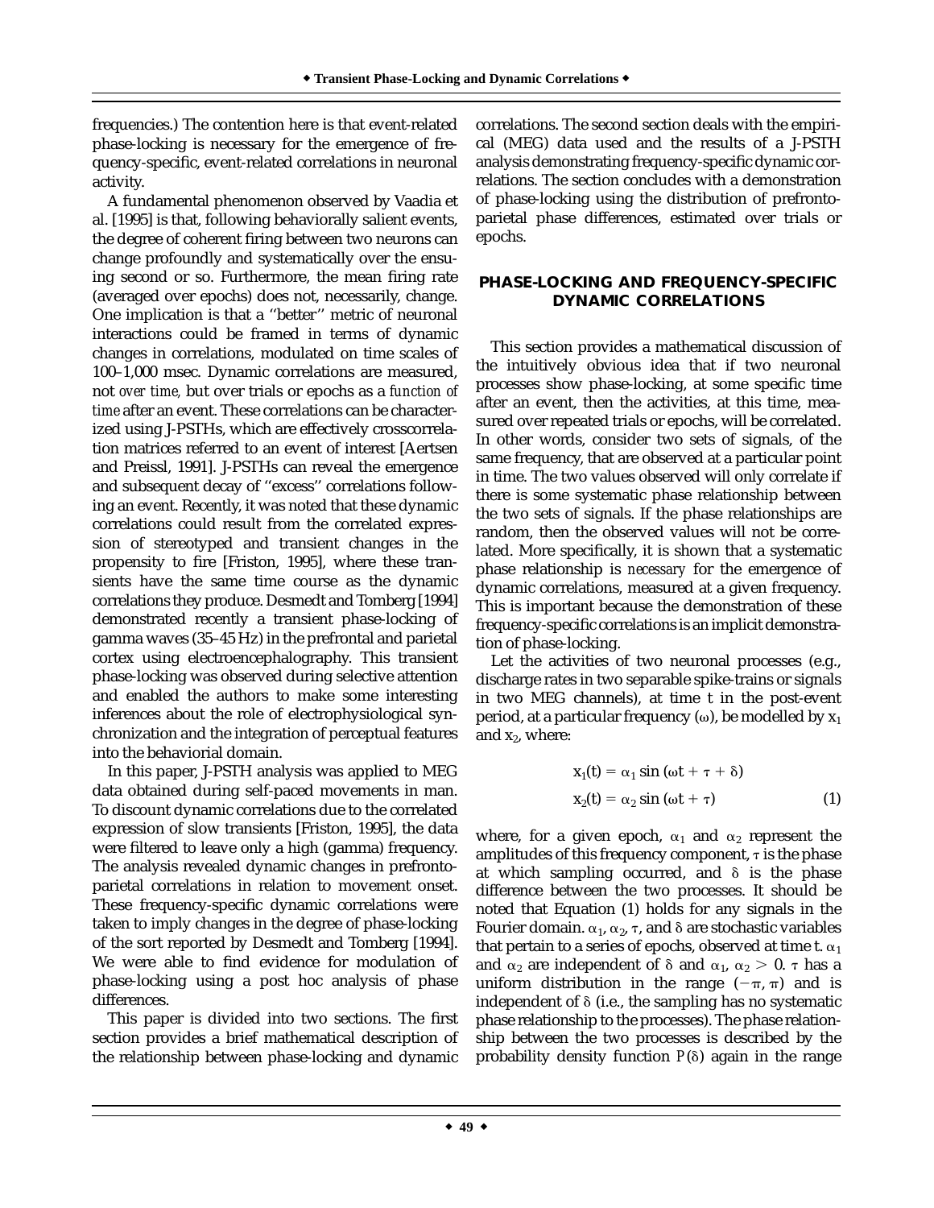frequencies.) The contention here is that event-related phase-locking is necessary for the emergence of frequency-specific, event-related correlations in neuronal activity.

A fundamental phenomenon observed by Vaadia et al. [1995] is that, following behaviorally salient events, the degree of coherent firing between two neurons can change profoundly and systematically over the ensuing second or so. Furthermore, the mean firing rate (averaged over epochs) does not, necessarily, change. One implication is that a ''better'' metric of neuronal interactions could be framed in terms of dynamic changes in correlations, modulated on time scales of 100–1,000 msec. Dynamic correlations are measured, not *over time,* but over trials or epochs as a *function of time* after an event. These correlations can be characterized using J-PSTHs, which are effectively crosscorrelation matrices referred to an event of interest [Aertsen and Preissl, 1991]. J-PSTHs can reveal the emergence and subsequent decay of ''excess'' correlations following an event. Recently, it was noted that these dynamic correlations could result from the correlated expression of stereotyped and transient changes in the propensity to fire [Friston, 1995], where these transients have the same time course as the dynamic correlations they produce. Desmedt and Tomberg [1994] demonstrated recently a transient phase-locking of gamma waves (35–45 Hz) in the prefrontal and parietal cortex using electroencephalography. This transient phase-locking was observed during selective attention and enabled the authors to make some interesting inferences about the role of electrophysiological synchronization and the integration of perceptual features into the behaviorial domain.

In this paper, J-PSTH analysis was applied to MEG data obtained during self-paced movements in man. To discount dynamic correlations due to the correlated expression of slow transients [Friston, 1995], the data were filtered to leave only a high (gamma) frequency. The analysis revealed dynamic changes in prefronto-parietal correlations in relation to movement onset. These frequency-specific dynamic correlations were taken to imply changes in the degree of phase-locking of the sort reported by Desmedt and Tomberg [1994]. We were able to find evidence for modulation of phase-locking using a post hoc analysis of phase differences.

This paper is divided into two sections. The first section provides a brief mathematical description of the relationship between phase-locking and dynamic correlations. The second section deals with the empirical (MEG) data used and the results of a J-PSTH analysis demonstrating frequency-specific dynamic correlations. The section concludes with a demonstration of phase-locking using the distribution of prefronto-parietal phase differences, estimated over trials or epochs.

## PHASE-LOCKING AND FREQUENCY-SPECIFIC DYNAMIC CORRELATIONS

This section provides a mathematical discussion of the intuitively obvious idea that if two neuronal processes show phase-locking, at some specific time after an event, then the activities, at this time, measured over repeated trials or epochs, will be correlated. In other words, consider two sets of signals, of the same frequency, that are observed at a particular point in time. The two values observed will only correlate if there is some systematic phase relationship between the two sets of signals. If the phase relationships are random, then the observed values will not be correlated. More specifically, it is shown that a systematic phase relationship is *necessary* for the emergence of dynamic correlations, measured at a given frequency. This is important because the demonstration of these frequency-specific correlations is an implicit demonstration of phase-locking.

Let the activities of two neuronal processes (e.g., discharge rates in two separable spike-trains or signals in two MEG channels), at time t in the post-event period, at a particular frequency ($\omega$), be modelled by $x_1$ and $x_2$, where:

$$
\begin{aligned}
x_1(t) &= \alpha_1 \sin(\omega t + \tau + \delta) \\
x_2(t) &= \alpha_2 \sin(\omega t + \tau)
\end{aligned}
\qquad (1)
$$

where, for a given epoch, $\alpha_1$ and $\alpha_2$ represent the amplitudes of this frequency component, $\tau$ is the phase at which sampling occurred, and $\delta$ is the phase difference between the two processes. It should be noted that Equation (1) holds for any signals in the Fourier domain. $\alpha_1$, $\alpha_2$, $\tau$, and $\delta$ are stochastic variables that pertain to a series of epochs, observed at time t. $\alpha_1$ and $\alpha_2$ are independent of $\delta$ and $\alpha_1, \alpha_2 > 0$. $\tau$ has a uniform distribution in the range $(-\pi, \pi)$ and is independent of $\delta$ (i.e., the sampling has no systematic phase relationship to the processes). The phase relationship between the two processes is described by the probability density function $P(\delta)$ again in the range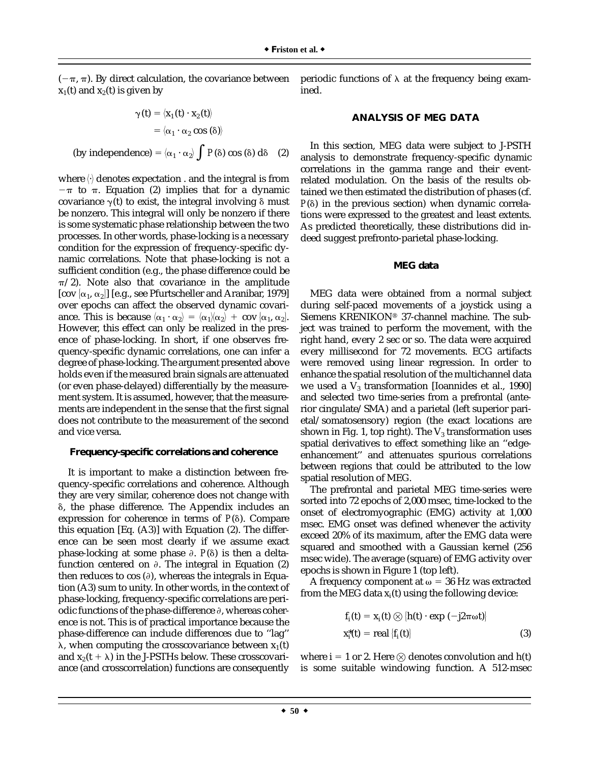$(-\pi, \pi)$. By direct calculation, the covariance between $x_1(t)$ and $x_2(t)$ is given by

$$
\begin{aligned}
\gamma(t) &= \langle x_1(t) \cdot x_2(t) \rangle \\
&= \langle \alpha_1 \cdot \alpha_2 \cos(\delta) \rangle \\
\text{(by independence)} &= \langle \alpha_1 \cdot \alpha_2 \rangle \int P(\delta) \cos(\delta)\, d\delta \quad (2)
\end{aligned}
$$

where $\langle \cdot \rangle$ denotes expectation . and the integral is from $-\pi$ to $\pi$. Equation (2) implies that for a dynamic covariance $\gamma(t)$ to exist, the integral involving $\delta$ must be nonzero. This integral will only be nonzero if there is some systematic phase relationship between the two processes. In other words, phase-locking is a necessary condition for the expression of frequency-specific dynamic correlations. Note that phase-locking is not a sufficient condition (e.g., the phase difference could be $\pi/2$). Note also that covariance in the amplitude [cov $\{\alpha_1, \alpha_2\}$] [e.g., see Pfurtscheller and Aranibar, 1979] over epochs can affect the observed dynamic covariance. This is because $\langle \alpha_1 \cdot \alpha_2 \rangle = \langle \alpha_1 \rangle \langle \alpha_2 \rangle + \text{cov}\{\alpha_1, \alpha_2\}$. However, this effect can only be realized in the presence of phase-locking. In short, if one observes frequency-specific dynamic correlations, one can infer a degree of phase-locking. The argument presented above holds even if the measured brain signals are attenuated (or even phase-delayed) differentially by the measurement system. It is assumed, however, that the measurements are independent in the sense that the first signal does not contribute to the measurement of the second and vice versa.

### Frequency-specific correlations and coherence

It is important to make a distinction between frequency-specific correlations and coherence. Although they are very similar, coherence does not change with $\delta$, the phase difference. The Appendix includes an expression for coherence in terms of $P(\delta)$. Compare this equation [Eq. (A3)] with Equation (2). The difference can be seen most clearly if we assume exact phase-locking at some phase $\partial$. $P(\delta)$ is then a delta-function centered on $\partial$. The integral in Equation (2) then reduces to $\cos(\partial)$, whereas the integrals in Equation (A3) sum to unity. In other words, in the context of phase-locking, frequency-specific correlations are periodic functions of the phase-difference $\partial$, whereas coherence is not. This is of practical importance because the phase-difference can include differences due to "lag" $\lambda$, when computing the crosscovariance between $x_1(t)$ and $x_2(t + \lambda)$ in the J-PSTHs below. These crosscovariance (and crosscorrelation) functions are consequently periodic functions of $\lambda$ at the frequency being examined.

## ANALYSIS OF MEG DATA

In this section, MEG data were subject to J-PSTH analysis to demonstrate frequency-specific dynamic correlations in the gamma range and their event-related modulation. On the basis of the results obtained we then estimated the distribution of phases (cf. $P(\delta)$ in the previous section) when dynamic correlations were expressed to the greatest and least extents. As predicted theoretically, these distributions did indeed suggest prefronto-parietal phase-locking.

### MEG data

MEG data were obtained from a normal subject during self-paced movements of a joystick using a Siemens KRENIKON® 37-channel machine. The subject was trained to perform the movement, with the right hand, every 2 sec or so. The data were acquired every millisecond for 72 movements. ECG artifacts were removed using linear regression. In order to enhance the spatial resolution of the multichannel data we used a $V_3$ transformation [Ioannides et al., 1990] and selected two time-series from a prefrontal (anterior cingulate/SMA) and a parietal (left superior parietal/somatosensory) region (the exact locations are shown in Fig. 1, top right). The $V_3$ transformation uses spatial derivatives to effect something like an "edge-enhancement" and attenuates spurious correlations between regions that could be attributed to the low spatial resolution of MEG.

The prefrontal and parietal MEG time-series were sorted into 72 epochs of 2,000 msec, time-locked to the onset of electromyographic (EMG) activity at 1,000 msec. EMG onset was defined whenever the activity exceed 20% of its maximum, after the EMG data were squared and smoothed with a Gaussian kernel (256 msec wide). The average (square) of EMG activity over epochs is shown in Figure 1 (top left).

A frequency component at $\omega = 36$ Hz was extracted from the MEG data $x_i(t)$ using the following device:

$$
\begin{aligned}
f_i(t) &= x_i(t) \otimes \{h(t) \cdot \exp(-j2\pi\omega t)\} \\
x_i^*(t) &= \text{real}\{f_i(t)\} \quad (3)
\end{aligned}
$$

where $i = 1$ or 2. Here $\otimes$ denotes convolution and $h(t)$ is some suitable windowing function. A 512-msec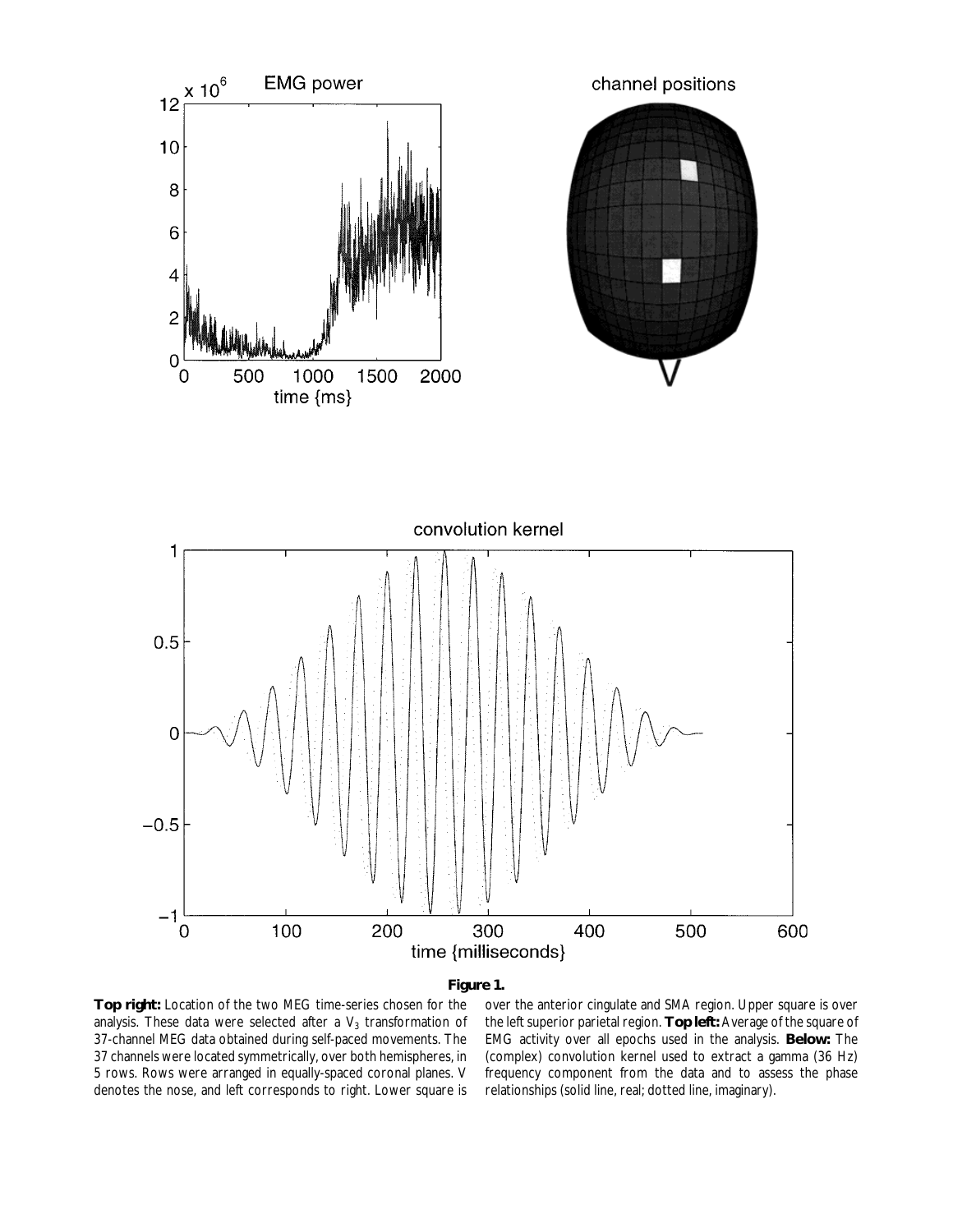**Figure 1.**

**Top right:** Location of the two MEG time-series chosen for the analysis. These data were selected after a $V_3$ transformation of 37-channel MEG data obtained during self-paced movements. The 37 channels were located symmetrically, over both hemispheres, in 5 rows. Rows were arranged in equally-spaced coronal planes. V denotes the nose, and left corresponds to right. Lower square is over the anterior cingulate and SMA region. Upper square is over the left superior parietal region. **Top left:** Average of the square of EMG activity over all epochs used in the analysis. **Below:** The (complex) convolution kernel used to extract a gamma (36 Hz) frequency component from the data and to assess the phase relationships (solid line, real; dotted line, imaginary).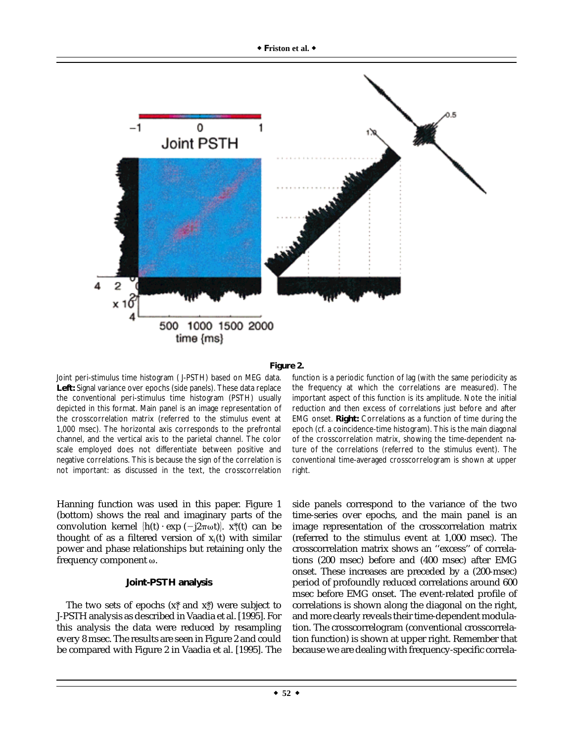**Figure 2.**

Joint peri-stimulus time histogram (J-PSTH) based on MEG data. **Left:** Signal variance over epochs (side panels). These data replace the conventional peri-stimulus time histogram (PSTH) usually depicted in this format. Main panel is an image representation of the crosscorrelation matrix (referred to the stimulus event at 1,000 msec). The horizontal axis corresponds to the prefrontal channel, and the vertical axis to the parietal channel. The color scale employed does not differentiate between positive and negative correlations. This is because the sign of the correlation is not important: as discussed in the text, the crosscorrelation function is a periodic function of lag (with the same periodicity as the frequency at which the correlations are measured). The important aspect of this function is its amplitude. Note the initial reduction and then excess of correlations just before and after EMG onset. **Right:** Correlations as a function of time during the epoch (cf. a coincidence-time histogram). This is the main diagonal of the crosscorrelation matrix, showing the time-dependent nature of the correlations (referred to the stimulus event). The conventional time-averaged crosscorrelogram is shown at upper right.

Hanning function was used in this paper. Figure 1 (bottom) shows the real and imaginary parts of the convolution kernel $\{h(t) \cdot \exp(-j2\pi\omega t)\}$. $x_i^*(t)$ can be thought of as a filtered version of $x_i(t)$ with similar power and phase relationships but retaining only the frequency component $\omega$.

### Joint-PSTH analysis

The two sets of epochs ($x_1^*$ and $x_2^*$) were subject to J-PSTH analysis as described in Vaadia et al. [1995]. For this analysis the data were reduced by resampling every 8 msec. The results are seen in Figure 2 and could be compared with Figure 2 in Vaadia et al. [1995]. The side panels correspond to the variance of the two time-series over epochs, and the main panel is an image representation of the crosscorrelation matrix (referred to the stimulus event at 1,000 msec). The crosscorrelation matrix shows an "excess" of correlations (200 msec) before and (400 msec) after EMG onset. These increases are preceded by a (200-msec) period of profoundly reduced correlations around 600 msec before EMG onset. The event-related profile of correlations is shown along the diagonal on the right, and more clearly reveals their time-dependent modulation. The crosscorrelogram (conventional crosscorrelation function) is shown at upper right. Remember that because we are dealing with frequency-specific correla-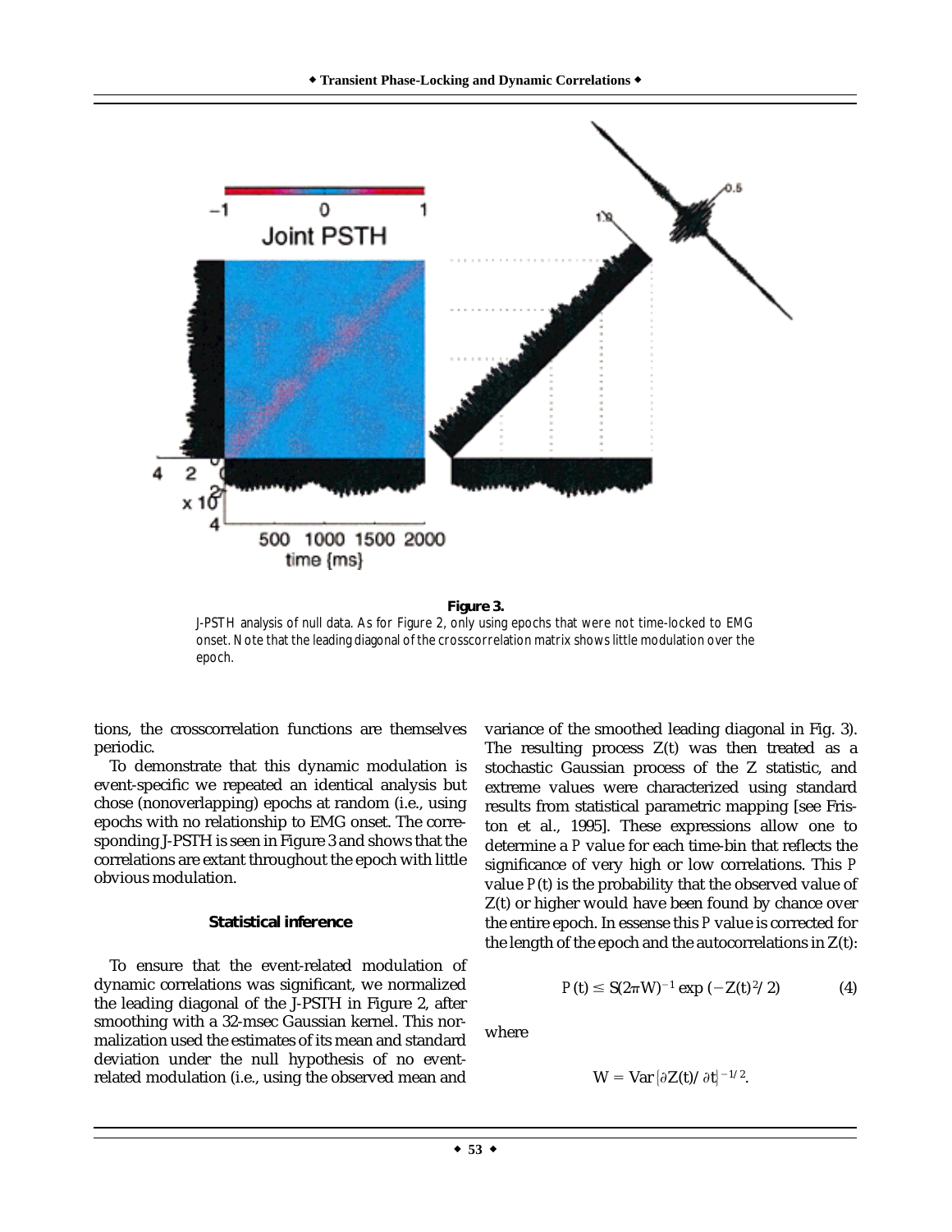**Figure 3.**

J-PSTH analysis of null data. As for Figure 2, only using epochs that were not time-locked to EMG onset. Note that the leading diagonal of the crosscorrelation matrix shows little modulation over the epoch.

tions, the crosscorrelation functions are themselves periodic.

To demonstrate that this dynamic modulation is event-specific we repeated an identical analysis but chose (nonoverlapping) epochs at random (i.e., using epochs with no relationship to EMG onset. The corresponding J-PSTH is seen in Figure 3 and shows that the correlations are extant throughout the epoch with little obvious modulation.

### Statistical inference

To ensure that the event-related modulation of dynamic correlations was significant, we normalized the leading diagonal of the J-PSTH in Figure 2, after smoothing with a 32-msec Gaussian kernel. This normalization used the estimates of its mean and standard deviation under the null hypothesis of no event-related modulation (i.e., using the observed mean and variance of the smoothed leading diagonal in Fig. 3). The resulting process Z(t) was then treated as a stochastic Gaussian process of the Z statistic, and extreme values were characterized using standard results from statistical parametric mapping [see Friston et al., 1995]. These expressions allow one to determine a *P* value for each time-bin that reflects the significance of very high or low correlations. This *P* value *P*(t) is the probability that the observed value of Z(t) or higher would have been found by chance over the entire epoch. In essense this *P* value is corrected for the length of the epoch and the autocorrelations in Z(t):

$$P(t) \leq S(2\pi W)^{-1} \exp(-Z(t)^2/2) \quad (4)$$

where

$$W = \mathrm{Var}\{\partial Z(t)/\partial t\}^{-1/2}.$$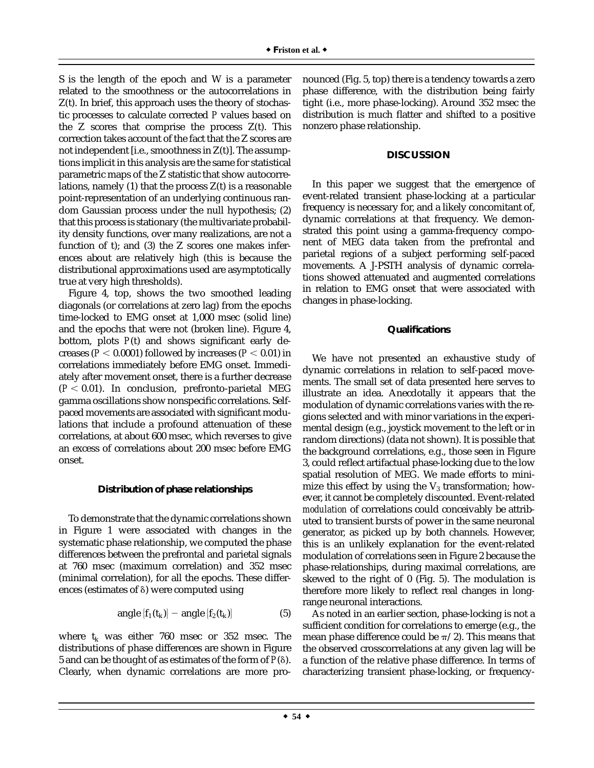S is the length of the epoch and W is a parameter related to the smoothness or the autocorrelations in Z(t). In brief, this approach uses the theory of stochastic processes to calculate corrected *P* values based on the Z scores that comprise the process Z(t). This correction takes account of the fact that the Z scores are not independent [i.e., smoothness in Z(t)]. The assumptions implicit in this analysis are the same for statistical parametric maps of the Z statistic that show autocorrelations, namely (1) that the process Z(t) is a reasonable point-representation of an underlying continuous random Gaussian process under the null hypothesis; (2) that this process is stationary (the multivariate probability density functions, over many realizations, are not a function of t); and (3) the Z scores one makes inferences about are relatively high (this is because the distributional approximations used are asymptotically true at very high thresholds).

Figure 4, top, shows the two smoothed leading diagonals (or correlations at zero lag) from the epochs time-locked to EMG onset at 1,000 msec (solid line) and the epochs that were not (broken line). Figure 4, bottom, plots *P*(t) and shows significant early decreases ($P < 0.0001$) followed by increases ($P < 0.01$) in correlations immediately before EMG onset. Immediately after movement onset, there is a further decrease ($P < 0.01$). In conclusion, prefronto-parietal MEG gamma oscillations show nonspecific correlations. Self-paced movements are associated with significant modulations that include a profound attenuation of these correlations, at about 600 msec, which reverses to give an excess of correlations about 200 msec before EMG onset.

### Distribution of phase relationships

To demonstrate that the dynamic correlations shown in Figure 1 were associated with changes in the systematic phase relationship, we computed the phase differences between the prefrontal and parietal signals at 760 msec (maximum correlation) and 352 msec (minimal correlation), for all the epochs. These differences (estimates of $\delta$) were computed using

$$\text{angle}\{f_1(t_k)\} - \text{angle}\{f_2(t_k)\} \qquad (5)$$

where $t_k$ was either 760 msec or 352 msec. The distributions of phase differences are shown in Figure 5 and can be thought of as estimates of the form of $P(\delta)$. Clearly, when dynamic correlations are more pronounced (Fig. 5, top) there is a tendency towards a zero phase difference, with the distribution being fairly tight (i.e., more phase-locking). Around 352 msec the distribution is much flatter and shifted to a positive nonzero phase relationship.

## DISCUSSION

In this paper we suggest that the emergence of event-related transient phase-locking at a particular frequency is necessary for, and a likely concomitant of, dynamic correlations at that frequency. We demonstrated this point using a gamma-frequency component of MEG data taken from the prefrontal and parietal regions of a subject performing self-paced movements. A J-PSTH analysis of dynamic correlations showed attenuated and augmented correlations in relation to EMG onset that were associated with changes in phase-locking.

### Qualifications

We have not presented an exhaustive study of dynamic correlations in relation to self-paced movements. The small set of data presented here serves to illustrate an idea. Anecdotally it appears that the modulation of dynamic correlations varies with the regions selected and with minor variations in the experimental design (e.g., joystick movement to the left or in random directions) (data not shown). It is possible that the background correlations, e.g., those seen in Figure 3, could reflect artifactual phase-locking due to the low spatial resolution of MEG. We made efforts to minimize this effect by using the $V_3$ transformation; however, it cannot be completely discounted. Event-related *modulation* of correlations could conceivably be attributed to transient bursts of power in the same neuronal generator, as picked up by both channels. However, this is an unlikely explanation for the event-related modulation of correlations seen in Figure 2 because the phase-relationships, during maximal correlations, are skewed to the right of 0 (Fig. 5). The modulation is therefore more likely to reflect real changes in long-range neuronal interactions.

As noted in an earlier section, phase-locking is not a sufficient condition for correlations to emerge (e.g., the mean phase difference could be $\pi/2$). This means that the observed crosscorrelations at any given lag will be a function of the relative phase difference. In terms of characterizing transient phase-locking, or frequency-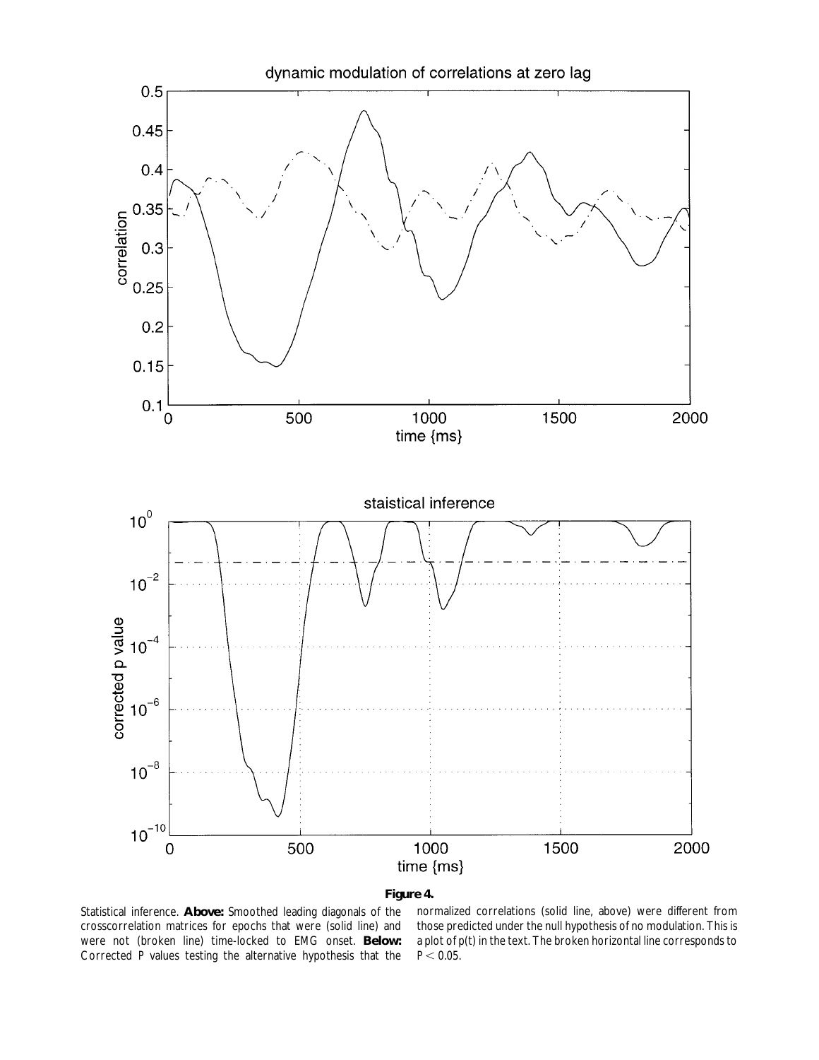**Figure 4.**

Statistical inference. **Above:** Smoothed leading diagonals of the crosscorrelation matrices for epochs that were (solid line) and were not (broken line) time-locked to EMG onset. **Below:** Corrected P values testing the alternative hypothesis that the normalized correlations (solid line, above) were different from those predicted under the null hypothesis of no modulation. This is a plot of $p(t)$ in the text. The broken horizontal line corresponds to $P < 0.05$.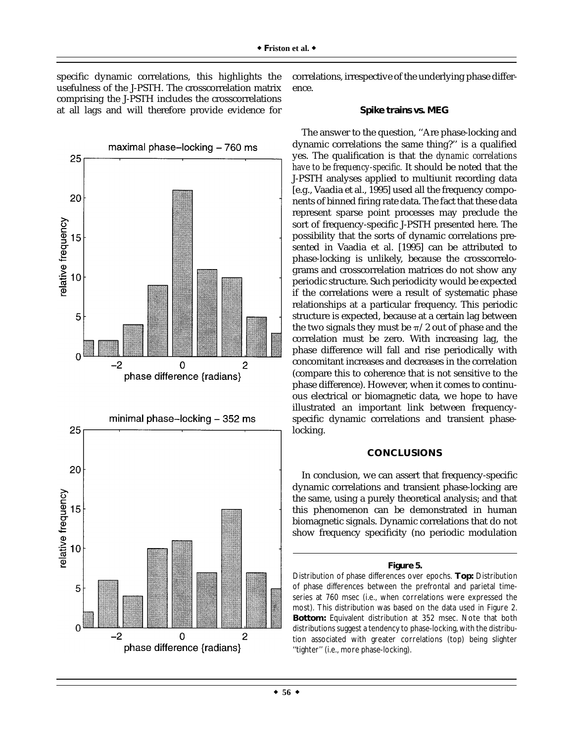specific dynamic correlations, this highlights the usefulness of the J-PSTH. The crosscorrelation matrix comprising the J-PSTH includes the crosscorrelations at all lags and will therefore provide evidence for correlations, irrespective of the underlying phase difference.

### Spike trains vs. MEG

The answer to the question, "Are phase-locking and dynamic correlations the same thing?" is a qualified yes. The qualification is that the *dynamic correlations have to be frequency-specific.* It should be noted that the J-PSTH analyses applied to multiunit recording data [e.g., Vaadia et al., 1995] used all the frequency components of binned firing rate data. The fact that these data represent sparse point processes may preclude the sort of frequency-specific J-PSTH presented here. The possibility that the sorts of dynamic correlations presented in Vaadia et al. [1995] can be attributed to phase-locking is unlikely, because the crosscorrelograms and crosscorrelation matrices do not show any periodic structure. Such periodicity would be expected if the correlations were a result of systematic phase relationships at a particular frequency. This periodic structure is expected, because at a certain lag between the two signals they must be $\pi/2$ out of phase and the correlation must be zero. With increasing lag, the phase difference will fall and rise periodically with concomitant increases and decreases in the correlation (compare this to coherence that is not sensitive to the phase difference). However, when it comes to continuous electrical or biomagnetic data, we hope to have illustrated an important link between frequency-specific dynamic correlations and transient phase-locking.

## CONCLUSIONS

In conclusion, we can assert that frequency-specific dynamic correlations and transient phase-locking are the same, using a purely theoretical analysis; and that this phenomenon can be demonstrated in human biomagnetic signals. Dynamic correlations that do not show frequency specificity (no periodic modulation

**Figure 5.**
Distribution of phase differences over epochs. **Top:** Distribution of phase differences between the prefrontal and parietal time-series at 760 msec (i.e., when correlations were expressed the most). This distribution was based on the data used in Figure 2. **Bottom:** Equivalent distribution at 352 msec. Note that both distributions suggest a tendency to phase-locking, with the distribution associated with greater correlations (top) being slighter "tighter" (i.e., more phase-locking).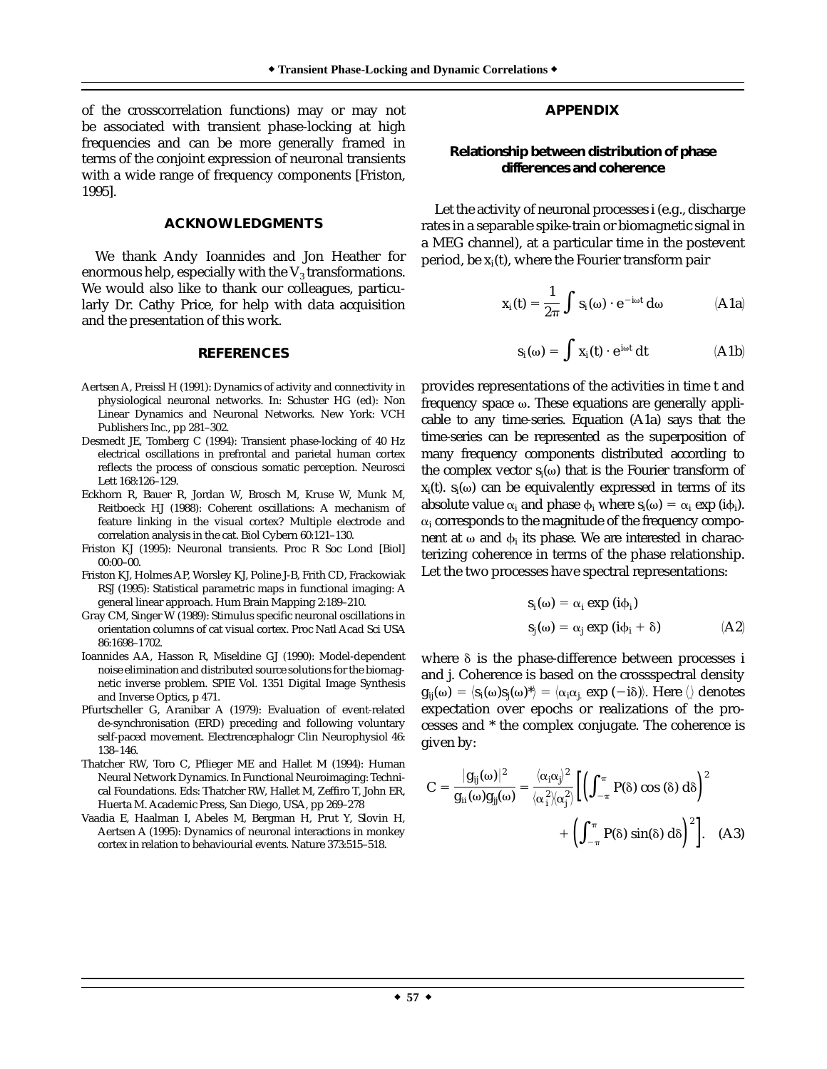of the crosscorrelation functions) may or may not be associated with transient phase-locking at high frequencies and can be more generally framed in terms of the conjoint expression of neuronal transients with a wide range of frequency components [Friston, 1995].

## ACKNOWLEDGMENTS

We thank Andy Ioannides and Jon Heather for enormous help, especially with the $V_3$ transformations. We would also like to thank our colleagues, particularly Dr. Cathy Price, for help with data acquisition and the presentation of this work.

## REFERENCES

- Aertsen A, Preissl H (1991): Dynamics of activity and connectivity in physiological neuronal networks. In: Schuster HG (ed): Non Linear Dynamics and Neuronal Networks. New York: VCH Publishers Inc., pp 281–302.
- Desmedt JE, Tomberg C (1994): Transient phase-locking of 40 Hz electrical oscillations in prefrontal and parietal human cortex reflects the process of conscious somatic perception. Neurosci Lett 168:126–129.
- Eckhorn R, Bauer R, Jordan W, Brosch M, Kruse W, Munk M, Reitboeck HJ (1988): Coherent oscillations: A mechanism of feature linking in the visual cortex? Multiple electrode and correlation analysis in the cat. Biol Cybern 60:121–130.
- Friston KJ (1995): Neuronal transients. Proc R Soc Lond [Biol] 00:00–00.
- Friston KJ, Holmes AP, Worsley KJ, Poline J-B, Frith CD, Frackowiak RSJ (1995): Statistical parametric maps in functional imaging: A general linear approach. Hum Brain Mapping 2:189–210.
- Gray CM, Singer W (1989): Stimulus specific neuronal oscillations in orientation columns of cat visual cortex. Proc Natl Acad Sci USA 86:1698–1702.
- Ioannides AA, Hasson R, Miseldine GJ (1990): Model-dependent noise elimination and distributed source solutions for the biomagnetic inverse problem. SPIE Vol. 1351 Digital Image Synthesis and Inverse Optics, p 471.
- Pfurtscheller G, Aranibar A (1979): Evaluation of event-related de-synchronisation (ERD) preceding and following voluntary self-paced movement. Electrencephalogr Clin Neurophysiol 46: 138–146.
- Thatcher RW, Toro C, Pflieger ME and Hallet M (1994): Human Neural Network Dynamics. In Functional Neuroimaging: Technical Foundations. Eds: Thatcher RW, Hallet M, Zeffiro T, John ER, Huerta M. Academic Press, San Diego, USA, pp 269–278
- Vaadia E, Haalman I, Abeles M, Bergman H, Prut Y, Slovin H, Aertsen A (1995): Dynamics of neuronal interactions in monkey cortex in relation to behaviourial events. Nature 373:515–518.

## APPENDIX

### Relationship between distribution of phase differences and coherence

Let the activity of neuronal processes i (e.g., discharge rates in a separable spike-train or biomagnetic signal in a MEG channel), at a particular time in the postevent period, be $x_i(t)$, where the Fourier transform pair

$$x_i(t) = \frac{1}{2\pi} \int s_i(\omega) \cdot e^{-i\omega t} \, d\omega \tag{A1a}$$

$$s_i(\omega) = \int x_i(t) \cdot e^{i\omega t} \, dt \tag{A1b}$$

provides representations of the activities in time t and frequency space $\omega$. These equations are generally applicable to any time-series. Equation (A1a) says that the time-series can be represented as the superposition of many frequency components distributed according to the complex vector $s_i(\omega)$ that is the Fourier transform of $x_i(t)$. $s_i(\omega)$ can be equivalently expressed in terms of its absolute value $\alpha_i$ and phase $\phi_i$ where $s_i(\omega) = \alpha_i \exp(i\phi_i)$. $\alpha_i$ corresponds to the magnitude of the frequency component at $\omega$ and $\phi_i$ its phase. We are interested in characterizing coherence in terms of the phase relationship. Let the two processes have spectral representations:

$$\begin{aligned} s_i(\omega) &= \alpha_i \exp(i\phi_i) \\ s_j(\omega) &= \alpha_j \exp(i\phi_i + \delta) \end{aligned} \tag{A2}$$

where $\delta$ is the phase-difference between processes i and j. Coherence is based on the crossspectral density $g_{ij}(\omega) = \langle s_i(\omega)s_j(\omega)^* \rangle = \langle \alpha_i \alpha_j \exp(-i\delta) \rangle$. Here $\langle \rangle$ denotes expectation over epochs or realizations of the processes and * the complex conjugate. The coherence is given by:

$$C = \frac{|g_{ij}(\omega)|^2}{g_{ii}(\omega) g_{jj}(\omega)} = \frac{\langle \alpha_i \alpha_j \rangle^2}{\langle \alpha_i^2 \rangle \langle \alpha_j^2 \rangle} \left[ \left( \int_{-\pi}^{\pi} P(\delta) \cos(\delta) \, d\delta \right)^2 + \left( \int_{-\pi}^{\pi} P(\delta) \sin(\delta) \, d\delta \right)^2 \right]. \tag{A3}$$